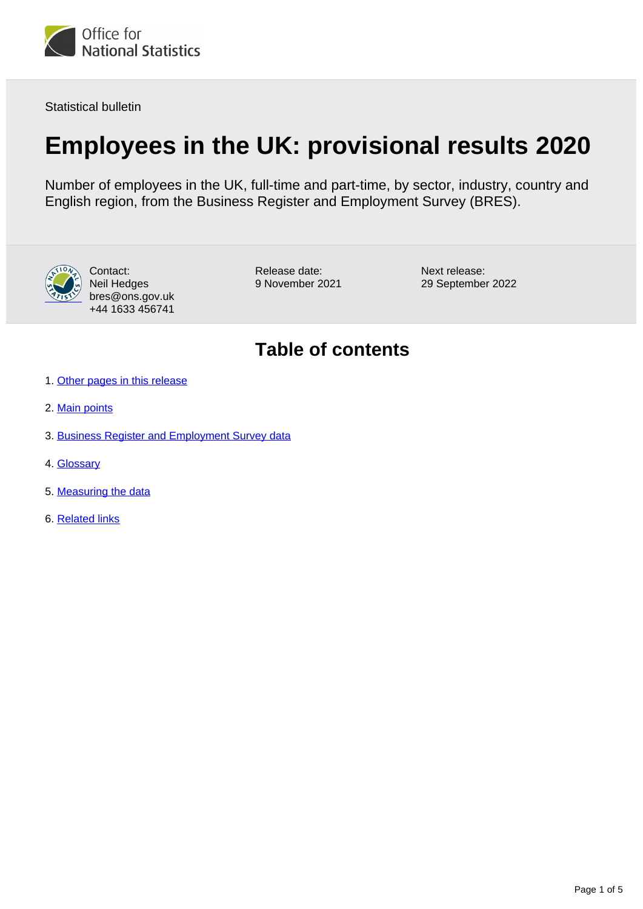Office for National Statistics

Statistical bulletin

# Employees in the UK: provisional results 2020

Number of employees in the UK, full-time and part-time, by sector, industry, country and English region, from the Business Register and Employment Survey (BRES).

Contact:
Neil Hedges
bres@ons.gov.uk
+44 1633 456741

Release date:
9 November 2021

Next release:
29 September 2022

## Table of contents

1. Other pages in this release
2. Main points
3. Business Register and Employment Survey data
4. Glossary
5. Measuring the data
6. Related links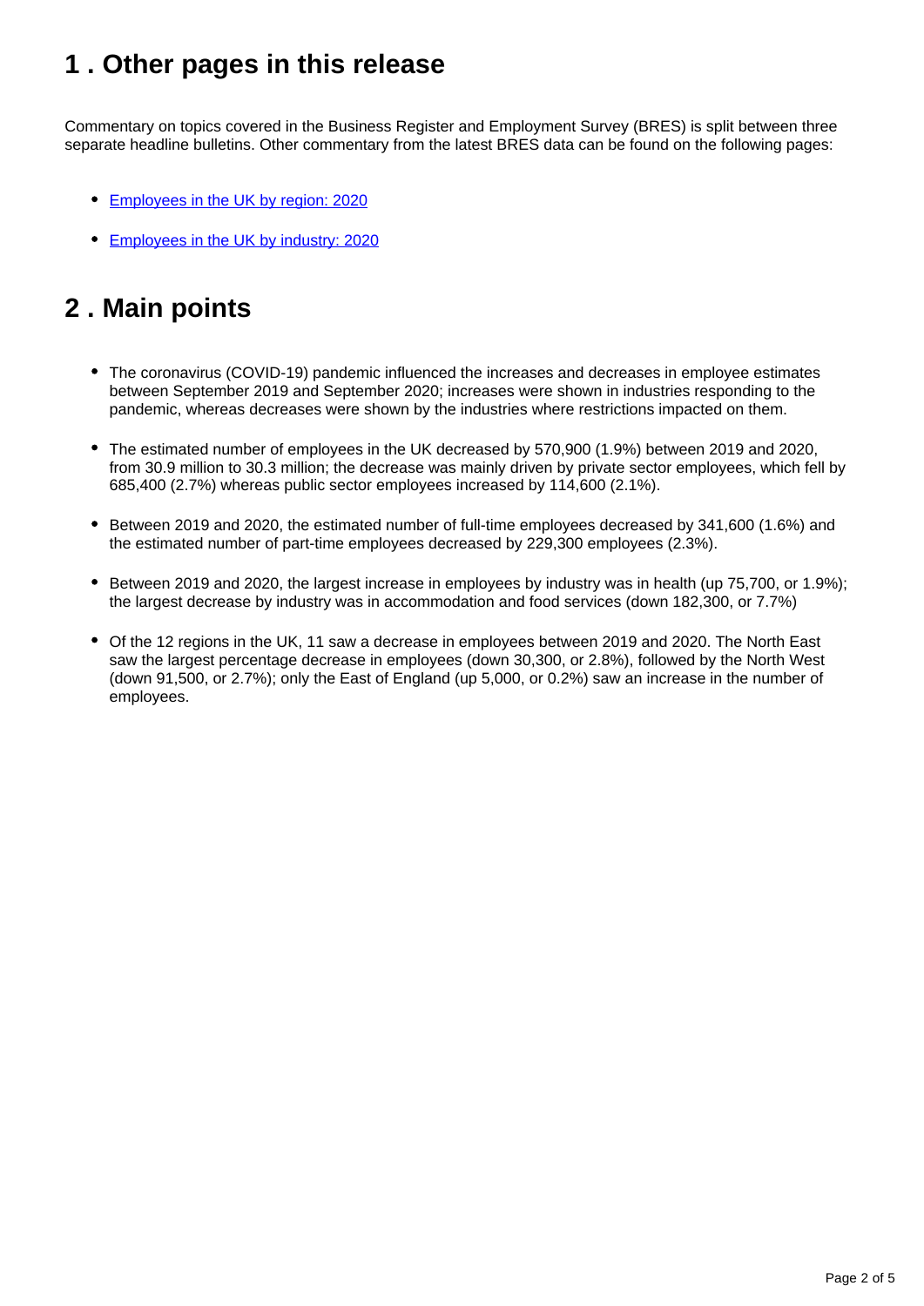## 1 . Other pages in this release

Commentary on topics covered in the Business Register and Employment Survey (BRES) is split between three separate headline bulletins. Other commentary from the latest BRES data can be found on the following pages:

- Employees in the UK by region: 2020
- Employees in the UK by industry: 2020

## 2 . Main points

- The coronavirus (COVID-19) pandemic influenced the increases and decreases in employee estimates between September 2019 and September 2020; increases were shown in industries responding to the pandemic, whereas decreases were shown by the industries where restrictions impacted on them.
- The estimated number of employees in the UK decreased by 570,900 (1.9%) between 2019 and 2020, from 30.9 million to 30.3 million; the decrease was mainly driven by private sector employees, which fell by 685,400 (2.7%) whereas public sector employees increased by 114,600 (2.1%).
- Between 2019 and 2020, the estimated number of full-time employees decreased by 341,600 (1.6%) and the estimated number of part-time employees decreased by 229,300 employees (2.3%).
- Between 2019 and 2020, the largest increase in employees by industry was in health (up 75,700, or 1.9%); the largest decrease by industry was in accommodation and food services (down 182,300, or 7.7%)
- Of the 12 regions in the UK, 11 saw a decrease in employees between 2019 and 2020. The North East saw the largest percentage decrease in employees (down 30,300, or 2.8%), followed by the North West (down 91,500, or 2.7%); only the East of England (up 5,000, or 0.2%) saw an increase in the number of employees.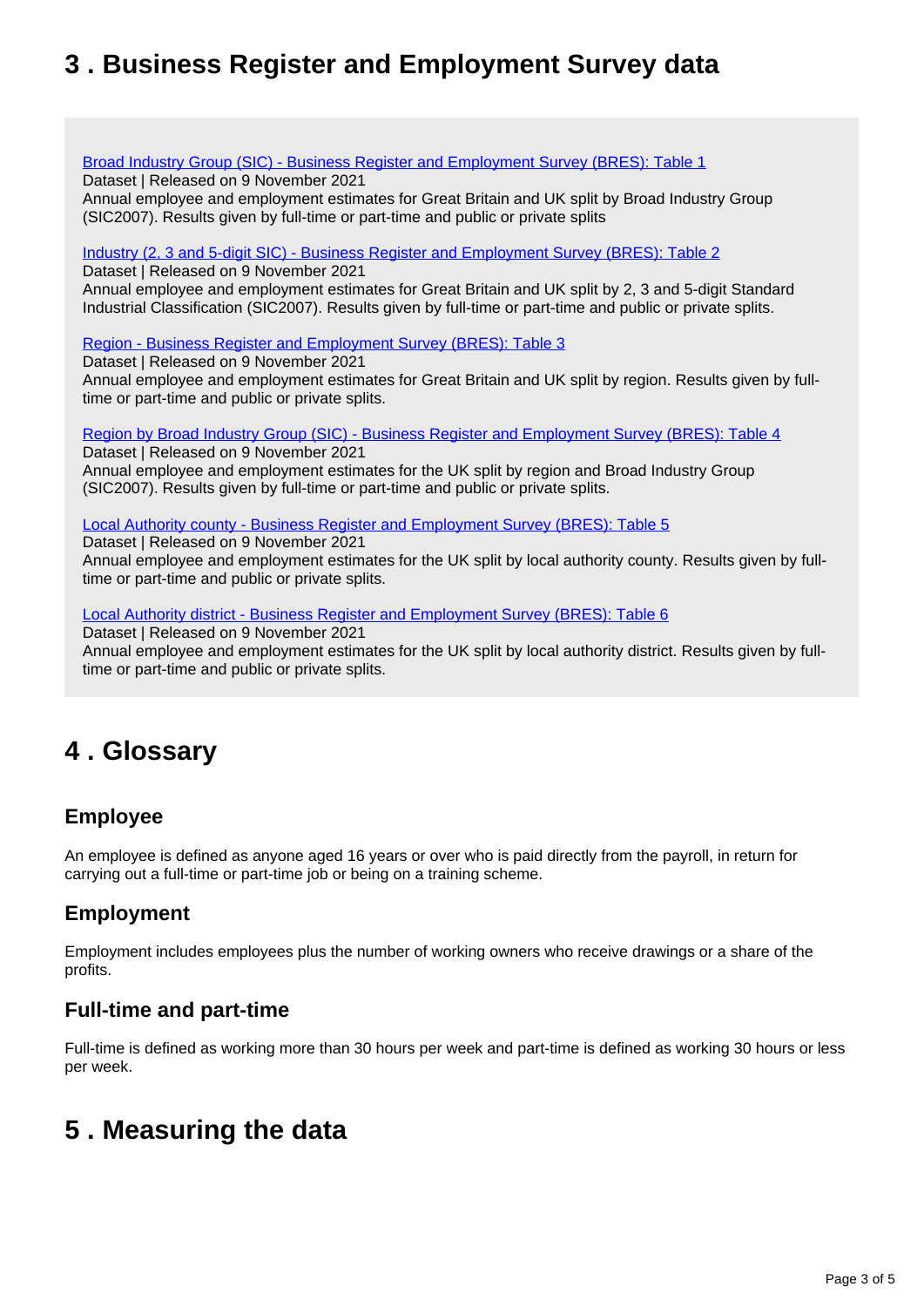## 3 . Business Register and Employment Survey data

Broad Industry Group (SIC) - Business Register and Employment Survey (BRES): Table 1
Dataset | Released on 9 November 2021
Annual employee and employment estimates for Great Britain and UK split by Broad Industry Group (SIC2007). Results given by full-time or part-time and public or private splits

Industry (2, 3 and 5-digit SIC) - Business Register and Employment Survey (BRES): Table 2
Dataset | Released on 9 November 2021
Annual employee and employment estimates for Great Britain and UK split by 2, 3 and 5-digit Standard Industrial Classification (SIC2007). Results given by full-time or part-time and public or private splits.

Region - Business Register and Employment Survey (BRES): Table 3
Dataset | Released on 9 November 2021
Annual employee and employment estimates for Great Britain and UK split by region. Results given by full-time or part-time and public or private splits.

Region by Broad Industry Group (SIC) - Business Register and Employment Survey (BRES): Table 4
Dataset | Released on 9 November 2021
Annual employee and employment estimates for the UK split by region and Broad Industry Group (SIC2007). Results given by full-time or part-time and public or private splits.

Local Authority county - Business Register and Employment Survey (BRES): Table 5
Dataset | Released on 9 November 2021
Annual employee and employment estimates for the UK split by local authority county. Results given by full-time or part-time and public or private splits.

Local Authority district - Business Register and Employment Survey (BRES): Table 6
Dataset | Released on 9 November 2021
Annual employee and employment estimates for the UK split by local authority district. Results given by full-time or part-time and public or private splits.

## 4 . Glossary

### Employee

An employee is defined as anyone aged 16 years or over who is paid directly from the payroll, in return for carrying out a full-time or part-time job or being on a training scheme.

### Employment

Employment includes employees plus the number of working owners who receive drawings or a share of the profits.

### Full-time and part-time

Full-time is defined as working more than 30 hours per week and part-time is defined as working 30 hours or less per week.

## 5 . Measuring the data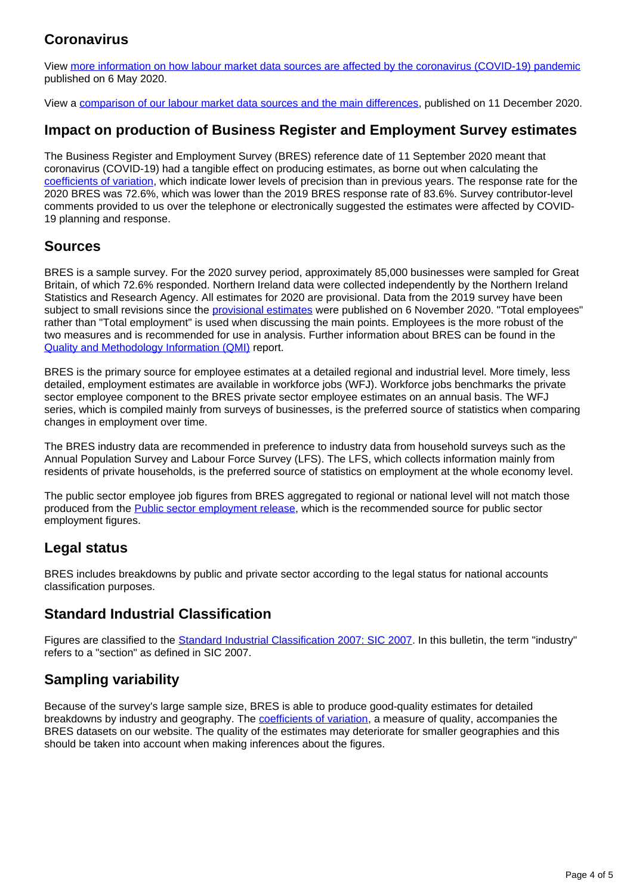## Coronavirus

View [more information on how labour market data sources are affected by the coronavirus (COVID-19) pandemic](#) published on 6 May 2020.

View a [comparison of our labour market data sources and the main differences](#), published on 11 December 2020.

## Impact on production of Business Register and Employment Survey estimates

The Business Register and Employment Survey (BRES) reference date of 11 September 2020 meant that coronavirus (COVID-19) had a tangible effect on producing estimates, as borne out when calculating the [coefficients of variation](#), which indicate lower levels of precision than in previous years. The response rate for the 2020 BRES was 72.6%, which was lower than the 2019 BRES response rate of 83.6%. Survey contributor-level comments provided to us over the telephone or electronically suggested the estimates were affected by COVID-19 planning and response.

## Sources

BRES is a sample survey. For the 2020 survey period, approximately 85,000 businesses were sampled for Great Britain, of which 72.6% responded. Northern Ireland data were collected independently by the Northern Ireland Statistics and Research Agency. All estimates for 2020 are provisional. Data from the 2019 survey have been subject to small revisions since the [provisional estimates](#) were published on 6 November 2020. "Total employees" rather than "Total employment" is used when discussing the main points. Employees is the more robust of the two measures and is recommended for use in analysis. Further information about BRES can be found in the [Quality and Methodology Information (QMI)](#) report.

BRES is the primary source for employee estimates at a detailed regional and industrial level. More timely, less detailed, employment estimates are available in workforce jobs (WFJ). Workforce jobs benchmarks the private sector employee component to the BRES private sector employee estimates on an annual basis. The WFJ series, which is compiled mainly from surveys of businesses, is the preferred source of statistics when comparing changes in employment over time.

The BRES industry data are recommended in preference to industry data from household surveys such as the Annual Population Survey and Labour Force Survey (LFS). The LFS, which collects information mainly from residents of private households, is the preferred source of statistics on employment at the whole economy level.

The public sector employee job figures from BRES aggregated to regional or national level will not match those produced from the [Public sector employment release](#), which is the recommended source for public sector employment figures.

## Legal status

BRES includes breakdowns by public and private sector according to the legal status for national accounts classification purposes.

## Standard Industrial Classification

Figures are classified to the [Standard Industrial Classification 2007: SIC 2007](#). In this bulletin, the term "industry" refers to a "section" as defined in SIC 2007.

## Sampling variability

Because of the survey's large sample size, BRES is able to produce good-quality estimates for detailed breakdowns by industry and geography. The [coefficients of variation](#), a measure of quality, accompanies the BRES datasets on our website. The quality of the estimates may deteriorate for smaller geographies and this should be taken into account when making inferences about the figures.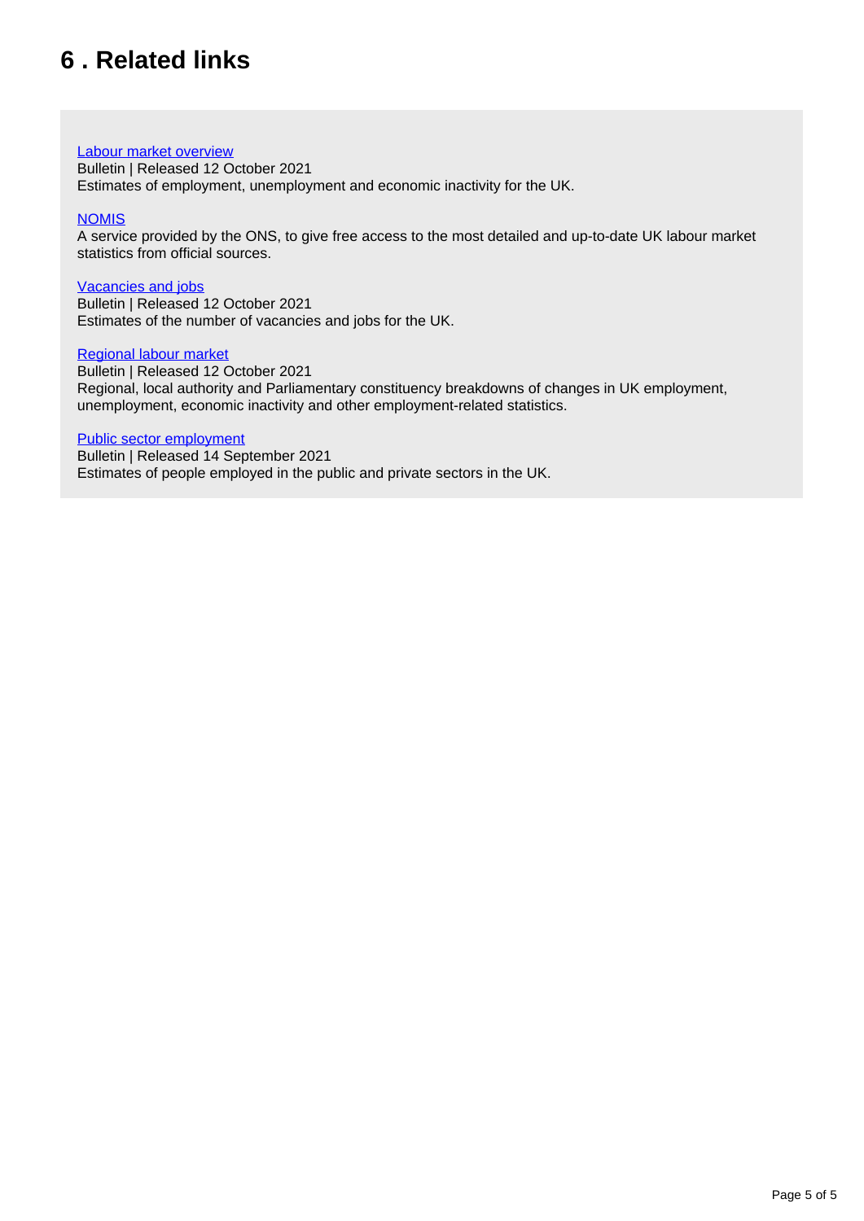## 6 . Related links

[Labour market overview](#)
Bulletin | Released 12 October 2021
Estimates of employment, unemployment and economic inactivity for the UK.

[NOMIS](#)
A service provided by the ONS, to give free access to the most detailed and up-to-date UK labour market statistics from official sources.

[Vacancies and jobs](#)
Bulletin | Released 12 October 2021
Estimates of the number of vacancies and jobs for the UK.

[Regional labour market](#)
Bulletin | Released 12 October 2021
Regional, local authority and Parliamentary constituency breakdowns of changes in UK employment, unemployment, economic inactivity and other employment-related statistics.

[Public sector employment](#)
Bulletin | Released 14 September 2021
Estimates of people employed in the public and private sectors in the UK.